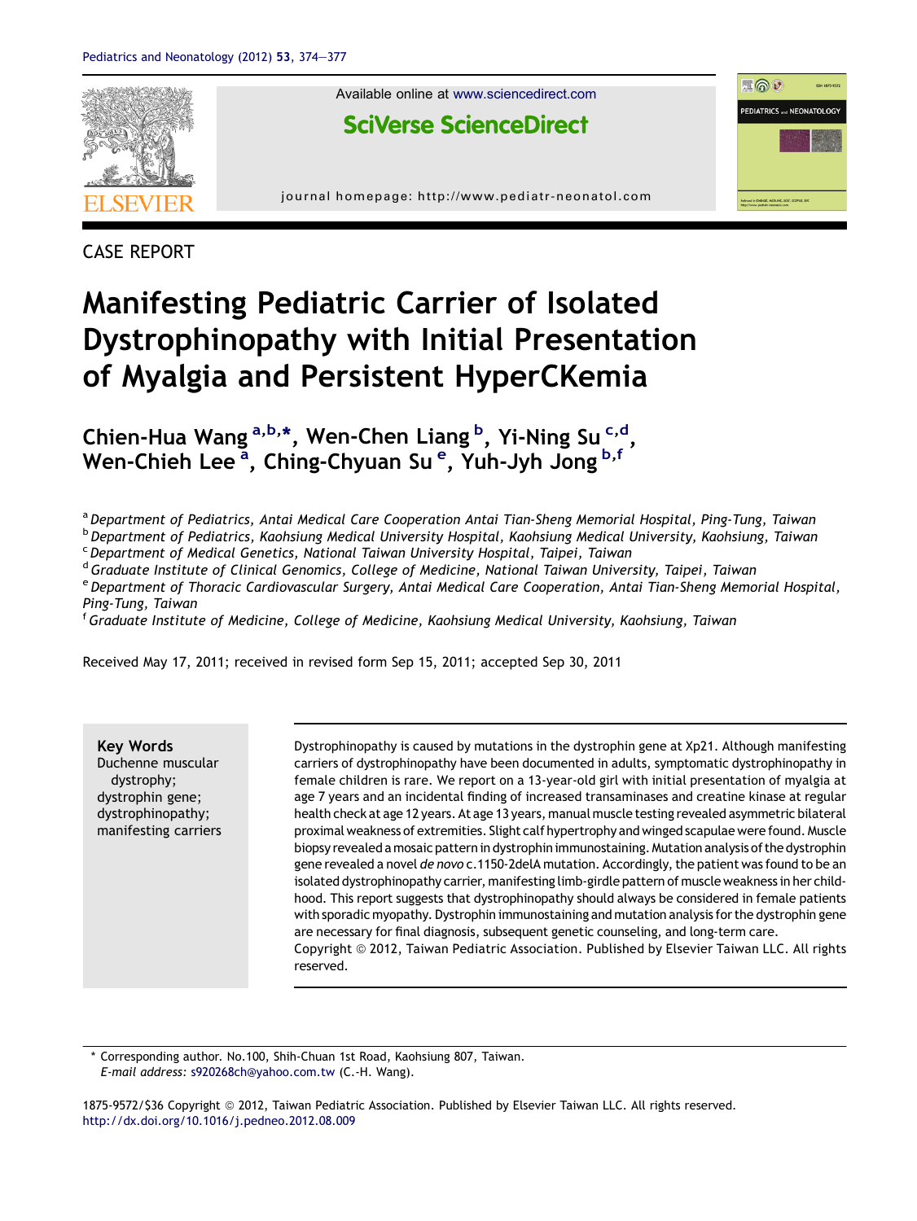CASE REPORT

# Manifesting Pediatric Carrier of Isolated Dystrophinopathy with Initial Presentation of Myalgia and Persistent HyperCKemia

Chien-Hua Wang [a,b,*], Wen-Chen Liang [b], Yi-Ning Su [c,d], Wen-Chieh Lee [a], Ching-Chyuan Su [e], Yuh-Jyh Jong [b,f]

[a] *Department of Pediatrics, Antai Medical Care Cooperation Antai Tian-Sheng Memorial Hospital, Ping-Tung, Taiwan*
[b] *Department of Pediatrics, Kaohsiung Medical University Hospital, Kaohsiung Medical University, Kaohsiung, Taiwan*
[c] *Department of Medical Genetics, National Taiwan University Hospital, Taipei, Taiwan*
[d] *Graduate Institute of Clinical Genomics, College of Medicine, National Taiwan University, Taipei, Taiwan*
[e] *Department of Thoracic Cardiovascular Surgery, Antai Medical Care Cooperation, Antai Tian-Sheng Memorial Hospital, Ping-Tung, Taiwan*
[f] *Graduate Institute of Medicine, College of Medicine, Kaohsiung Medical University, Kaohsiung, Taiwan*

Received May 17, 2011; received in revised form Sep 15, 2011; accepted Sep 30, 2011

**Key Words**
Duchenne muscular dystrophy;
dystrophin gene;
dystrophinopathy;
manifesting carriers

Dystrophinopathy is caused by mutations in the dystrophin gene at Xp21. Although manifesting carriers of dystrophinopathy have been documented in adults, symptomatic dystrophinopathy in female children is rare. We report on a 13-year-old girl with initial presentation of myalgia at age 7 years and an incidental finding of increased transaminases and creatine kinase at regular health check at age 12 years. At age 13 years, manual muscle testing revealed asymmetric bilateral proximal weakness of extremities. Slight calf hypertrophy and winged scapulae were found. Muscle biopsy revealed a mosaic pattern in dystrophin immunostaining. Mutation analysis of the dystrophin gene revealed a novel *de novo* c.1150-2delA mutation. Accordingly, the patient was found to be an isolated dystrophinopathy carrier, manifesting limb-girdle pattern of muscle weakness in her childhood. This report suggests that dystrophinopathy should always be considered in female patients with sporadic myopathy. Dystrophin immunostaining and mutation analysis for the dystrophin gene are necessary for final diagnosis, subsequent genetic counseling, and long-term care.
Copyright © 2012, Taiwan Pediatric Association. Published by Elsevier Taiwan LLC. All rights reserved.

* Corresponding author. No.100, Shih-Chuan 1st Road, Kaohsiung 807, Taiwan.
*E-mail address:* s920268ch@yahoo.com.tw (C.-H. Wang).

1875-9572/$36 Copyright © 2012, Taiwan Pediatric Association. Published by Elsevier Taiwan LLC. All rights reserved.
http://dx.doi.org/10.1016/j.pedneo.2012.08.009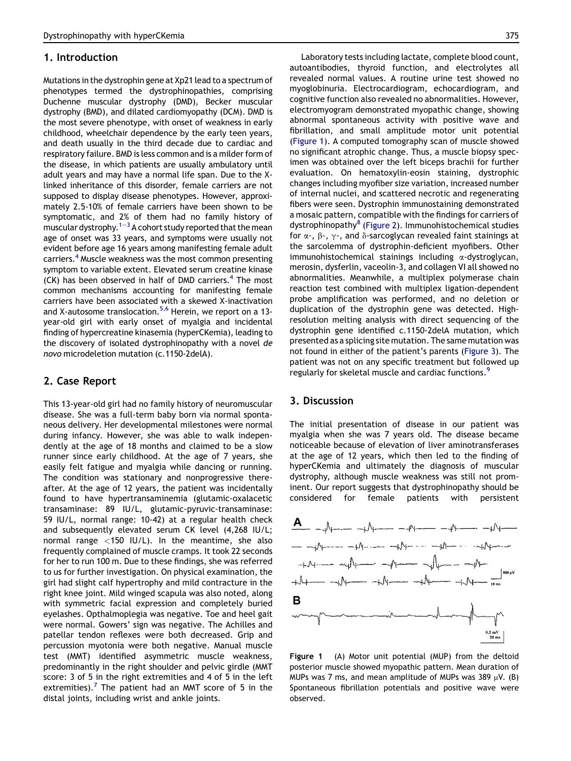## 1. Introduction

Mutations in the dystrophin gene at Xp21 lead to a spectrum of phenotypes termed the dystrophinopathies, comprising Duchenne muscular dystrophy (DMD), Becker muscular dystrophy (BMD), and dilated cardiomyopathy (DCM). DMD is the most severe phenotype, with onset of weakness in early childhood, wheelchair dependence by the early teen years, and death usually in the third decade due to cardiac and respiratory failure. BMD is less common and is a milder form of the disease, in which patients are usually ambulatory until adult years and may have a normal life span. Due to the X-linked inheritance of this disorder, female carriers are not supposed to display disease phenotypes. However, approximately 2.5-10% of female carriers have been shown to be symptomatic, and 2% of them had no family history of muscular dystrophy.[1–3] A cohort study reported that the mean age of onset was 33 years, and symptoms were usually not evident before age 16 years among manifesting female adult carriers.[4] Muscle weakness was the most common presenting symptom to variable extent. Elevated serum creatine kinase (CK) has been observed in half of DMD carriers.[4] The most common mechanisms accounting for manifesting female carriers have been associated with a skewed X-inactivation and X-autosome translocation.[5,6] Herein, we report on a 13-year-old girl with early onset of myalgia and incidental finding of hypercreatine kinasemia (hyperCKemia), leading to the discovery of isolated dystrophinopathy with a novel *de novo* microdeletion mutation (c.1150-2delA).

## 2. Case Report

This 13-year-old girl had no family history of neuromuscular disease. She was a full-term baby born via normal spontaneous delivery. Her developmental milestones were normal during infancy. However, she was able to walk independently at the age of 18 months and claimed to be a slow runner since early childhood. At the age of 7 years, she easily felt fatigue and myalgia while dancing or running. The condition was stationary and nonprogressive thereafter. At the age of 12 years, the patient was incidentally found to have hypertransaminemia (glutamic-oxalacetic transaminase: 89 IU/L, glutamic-pyruvic-transaminase: 59 IU/L, normal range: 10-42) at a regular health check and subsequently elevated serum CK level (4,268 IU/L; normal range <150 IU/L). In the meantime, she also frequently complained of muscle cramps. It took 22 seconds for her to run 100 m. Due to these findings, she was referred to us for further investigation. On physical examination, the girl had slight calf hypertrophy and mild contracture in the right knee joint. Mild winged scapula was also noted, along with symmetric facial expression and completely buried eyelashes. Opthalmoplegia was negative. Toe and heel gait were normal. Gowers' sign was negative. The Achilles and patellar tendon reflexes were both decreased. Grip and percussion myotonia were both negative. Manual muscle test (MMT) identified asymmetric muscle weakness, predominantly in the right shoulder and pelvic girdle (MMT score: 3 of 5 in the right extremities and 4 of 5 in the left extremities).[7] The patient had an MMT score of 5 in the distal joints, including wrist and ankle joints.

Laboratory tests including lactate, complete blood count, autoantibodies, thyroid function, and electrolytes all revealed normal values. A routine urine test showed no myoglobinuria. Electrocardiogram, echocardiogram, and cognitive function also revealed no abnormalities. However, electromyogram demonstrated myopathic change, showing abnormal spontaneous activity with positive wave and fibrillation, and small amplitude motor unit potential (Figure 1). A computed tomography scan of muscle showed no significant atrophic change. Thus, a muscle biopsy specimen was obtained over the left biceps brachii for further evaluation. On hematoxylin-eosin staining, dystrophic changes including myofiber size variation, increased number of internal nuclei, and scattered necrotic and regenerating fibers were seen. Dystrophin immunostaining demonstrated a mosaic pattern, compatible with the findings for carriers of dystrophinopathy[8] (Figure 2). Immunohistochemical studies for $\alpha$-, $\beta$-, $\gamma$-, and $\delta$-sarcoglycan revealed faint stainings at the sarcolemma of dystrophin-deficient myofibers. Other immunohistochemical stainings including $\alpha$-dystroglycan, merosin, dysferlin, vaceolin-3, and collagen VI all showed no abnormalities. Meanwhile, a multiplex polymerase chain reaction test combined with multiplex ligation-dependent probe amplification was performed, and no deletion or duplication of the dystrophin gene was detected. High-resolution melting analysis with direct sequencing of the dystrophin gene identified c.1150-2delA mutation, which presented as a splicing site mutation. The same mutation was not found in either of the patient's parents (Figure 3). The patient was not on any specific treatment but followed up regularly for skeletal muscle and cardiac functions.[9]

## 3. Discussion

The initial presentation of disease in our patient was myalgia when she was 7 years old. The disease became noticeable because of elevation of liver aminotransferases at the age of 12 years, which then led to the finding of hyperCKemia and ultimately the diagnosis of muscular dystrophy, although muscle weakness was still not prominent. Our report suggests that dystrophinopathy should be considered for female patients with persistent

**Figure 1** (A) Motor unit potential (MUP) from the deltoid posterior muscle showed myopathic pattern. Mean duration of MUPs was 7 ms, and mean amplitude of MUPs was 389 μV. (B) Spontaneous fibrillation potentials and positive wave were observed.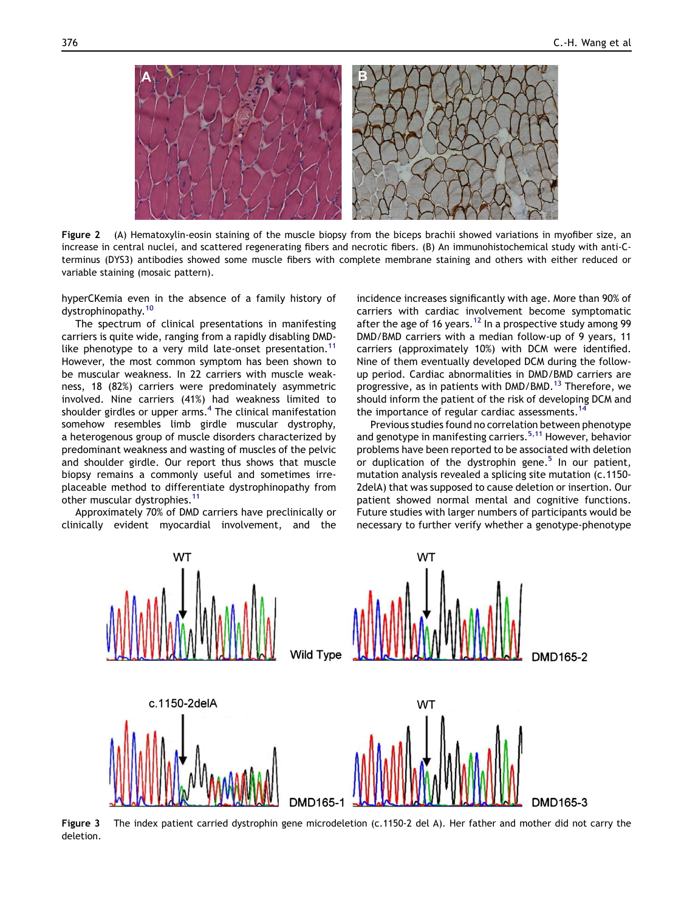Figure 2 (A) Hematoxylin-eosin staining of the muscle biopsy from the biceps brachii showed variations in myofiber size, an increase in central nuclei, and scattered regenerating fibers and necrotic fibers. (B) An immunohistochemical study with anti-C-terminus (DYS3) antibodies showed some muscle fibers with complete membrane staining and others with either reduced or variable staining (mosaic pattern).

hyperCKemia even in the absence of a family history of dystrophinopathy.[10]

The spectrum of clinical presentations in manifesting carriers is quite wide, ranging from a rapidly disabling DMD-like phenotype to a very mild late-onset presentation.[11] However, the most common symptom has been shown to be muscular weakness. In 22 carriers with muscle weakness, 18 (82%) carriers were predominately asymmetric involved. Nine carriers (41%) had weakness limited to shoulder girdles or upper arms.[4] The clinical manifestation somehow resembles limb girdle muscular dystrophy, a heterogenous group of muscle disorders characterized by predominant weakness and wasting of muscles of the pelvic and shoulder girdle. Our report thus shows that muscle biopsy remains a commonly useful and sometimes irreplaceable method to differentiate dystrophinopathy from other muscular dystrophies.[11]

Approximately 70% of DMD carriers have preclinically or clinically evident myocardial involvement, and the incidence increases significantly with age. More than 90% of carriers with cardiac involvement become symptomatic after the age of 16 years.[12] In a prospective study among 99 DMD/BMD carriers with a median follow-up of 9 years, 11 carriers (approximately 10%) with DCM were identified. Nine of them eventually developed DCM during the follow-up period. Cardiac abnormalities in DMD/BMD carriers are progressive, as in patients with DMD/BMD.[13] Therefore, we should inform the patient of the risk of developing DCM and the importance of regular cardiac assessments.[14]

Previous studies found no correlation between phenotype and genotype in manifesting carriers.[5,11] However, behavior problems have been reported to be associated with deletion or duplication of the dystrophin gene.[5] In our patient, mutation analysis revealed a splicing site mutation (c.1150-2delA) that was supposed to cause deletion or insertion. Our patient showed normal mental and cognitive functions. Future studies with larger numbers of participants would be necessary to further verify whether a genotype-phenotype

Figure 3 The index patient carried dystrophin gene microdeletion (c.1150-2 del A). Her father and mother did not carry the deletion.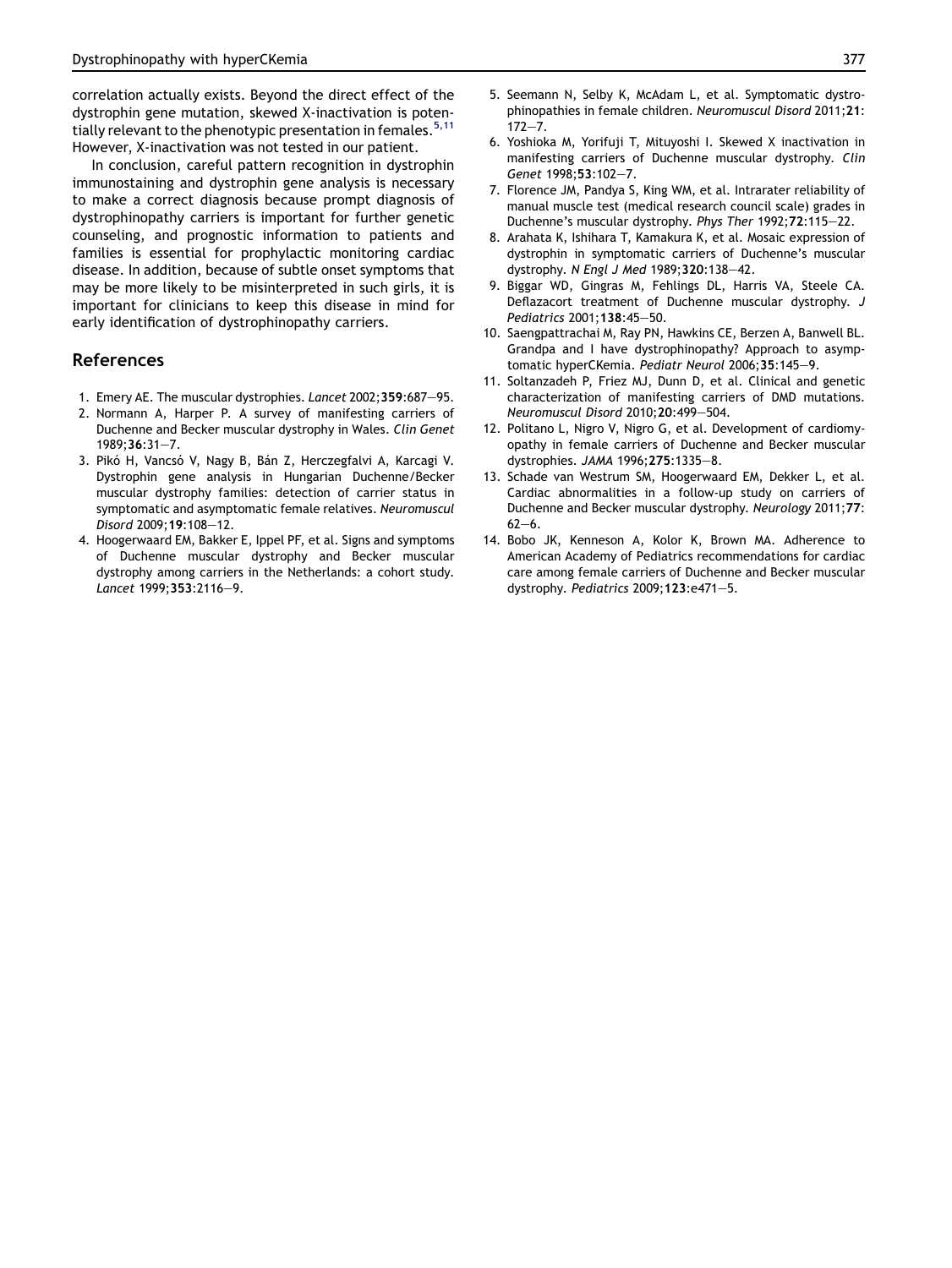correlation actually exists. Beyond the direct effect of the dystrophin gene mutation, skewed X-inactivation is potentially relevant to the phenotypic presentation in females.[5,11] However, X-inactivation was not tested in our patient.

In conclusion, careful pattern recognition in dystrophin immunostaining and dystrophin gene analysis is necessary to make a correct diagnosis because prompt diagnosis of dystrophinopathy carriers is important for further genetic counseling, and prognostic information to patients and families is essential for prophylactic monitoring cardiac disease. In addition, because of subtle onset symptoms that may be more likely to be misinterpreted in such girls, it is important for clinicians to keep this disease in mind for early identification of dystrophinopathy carriers.

## References

1. Emery AE. The muscular dystrophies. *Lancet* 2002;**359**:687—95.
2. Normann A, Harper P. A survey of manifesting carriers of Duchenne and Becker muscular dystrophy in Wales. *Clin Genet* 1989;**36**:31—7.
3. Pikó H, Vancsó V, Nagy B, Bán Z, Herczegfalvi A, Karcagi V. Dystrophin gene analysis in Hungarian Duchenne/Becker muscular dystrophy families: detection of carrier status in symptomatic and asymptomatic female relatives. *Neuromuscul Disord* 2009;**19**:108—12.
4. Hoogerwaard EM, Bakker E, Ippel PF, et al. Signs and symptoms of Duchenne muscular dystrophy and Becker muscular dystrophy among carriers in the Netherlands: a cohort study. *Lancet* 1999;**353**:2116—9.
5. Seemann N, Selby K, McAdam L, et al. Symptomatic dystrophinopathies in female children. *Neuromuscul Disord* 2011;**21**:172—7.
6. Yoshioka M, Yorifuji T, Mituyoshi I. Skewed X inactivation in manifesting carriers of Duchenne muscular dystrophy. *Clin Genet* 1998;**53**:102—7.
7. Florence JM, Pandya S, King WM, et al. Intrarater reliability of manual muscle test (medical research council scale) grades in Duchenne's muscular dystrophy. *Phys Ther* 1992;**72**:115—22.
8. Arahata K, Ishihara T, Kamakura K, et al. Mosaic expression of dystrophin in symptomatic carriers of Duchenne's muscular dystrophy. *N Engl J Med* 1989;**320**:138—42.
9. Biggar WD, Gingras M, Fehlings DL, Harris VA, Steele CA. Deflazacort treatment of Duchenne muscular dystrophy. *J Pediatrics* 2001;**138**:45—50.
10. Saengpattrachai M, Ray PN, Hawkins CE, Berzen A, Banwell BL. Grandpa and I have dystrophinopathy? Approach to asymptomatic hyperCKemia. *Pediatr Neurol* 2006;**35**:145—9.
11. Soltanzadeh P, Friez MJ, Dunn D, et al. Clinical and genetic characterization of manifesting carriers of DMD mutations. *Neuromuscul Disord* 2010;**20**:499—504.
12. Politano L, Nigro V, Nigro G, et al. Development of cardiomyopathy in female carriers of Duchenne and Becker muscular dystrophies. *JAMA* 1996;**275**:1335—8.
13. Schade van Westrum SM, Hoogerwaard EM, Dekker L, et al. Cardiac abnormalities in a follow-up study on carriers of Duchenne and Becker muscular dystrophy. *Neurology* 2011;**77**:62—6.
14. Bobo JK, Kenneson A, Kolor K, Brown MA. Adherence to American Academy of Pediatrics recommendations for cardiac care among female carriers of Duchenne and Becker muscular dystrophy. *Pediatrics* 2009;**123**:e471—5.